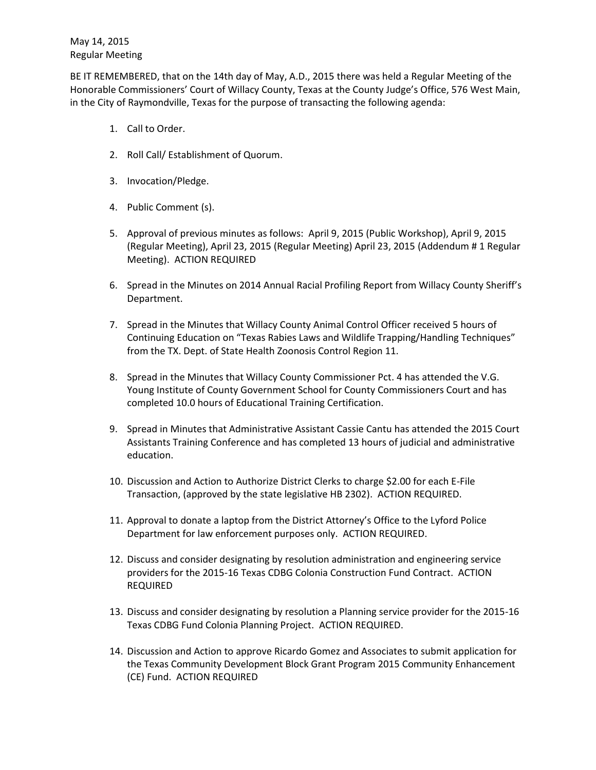May 14, 2015
Regular Meeting

BE IT REMEMBERED, that on the 14th day of May, A.D., 2015 there was held a Regular Meeting of the Honorable Commissioners' Court of Willacy County, Texas at the County Judge's Office, 576 West Main, in the City of Raymondville, Texas for the purpose of transacting the following agenda:

1. Call to Order.

2. Roll Call/ Establishment of Quorum.

3. Invocation/Pledge.

4. Public Comment (s).

5. Approval of previous minutes as follows: April 9, 2015 (Public Workshop), April 9, 2015 (Regular Meeting), April 23, 2015 (Regular Meeting) April 23, 2015 (Addendum # 1 Regular Meeting). ACTION REQUIRED

6. Spread in the Minutes on 2014 Annual Racial Profiling Report from Willacy County Sheriff's Department.

7. Spread in the Minutes that Willacy County Animal Control Officer received 5 hours of Continuing Education on "Texas Rabies Laws and Wildlife Trapping/Handling Techniques" from the TX. Dept. of State Health Zoonosis Control Region 11.

8. Spread in the Minutes that Willacy County Commissioner Pct. 4 has attended the V.G. Young Institute of County Government School for County Commissioners Court and has completed 10.0 hours of Educational Training Certification.

9. Spread in Minutes that Administrative Assistant Cassie Cantu has attended the 2015 Court Assistants Training Conference and has completed 13 hours of judicial and administrative education.

10. Discussion and Action to Authorize District Clerks to charge $2.00 for each E-File Transaction, (approved by the state legislative HB 2302). ACTION REQUIRED.

11. Approval to donate a laptop from the District Attorney's Office to the Lyford Police Department for law enforcement purposes only. ACTION REQUIRED.

12. Discuss and consider designating by resolution administration and engineering service providers for the 2015-16 Texas CDBG Colonia Construction Fund Contract. ACTION REQUIRED

13. Discuss and consider designating by resolution a Planning service provider for the 2015-16 Texas CDBG Fund Colonia Planning Project. ACTION REQUIRED.

14. Discussion and Action to approve Ricardo Gomez and Associates to submit application for the Texas Community Development Block Grant Program 2015 Community Enhancement (CE) Fund. ACTION REQUIRED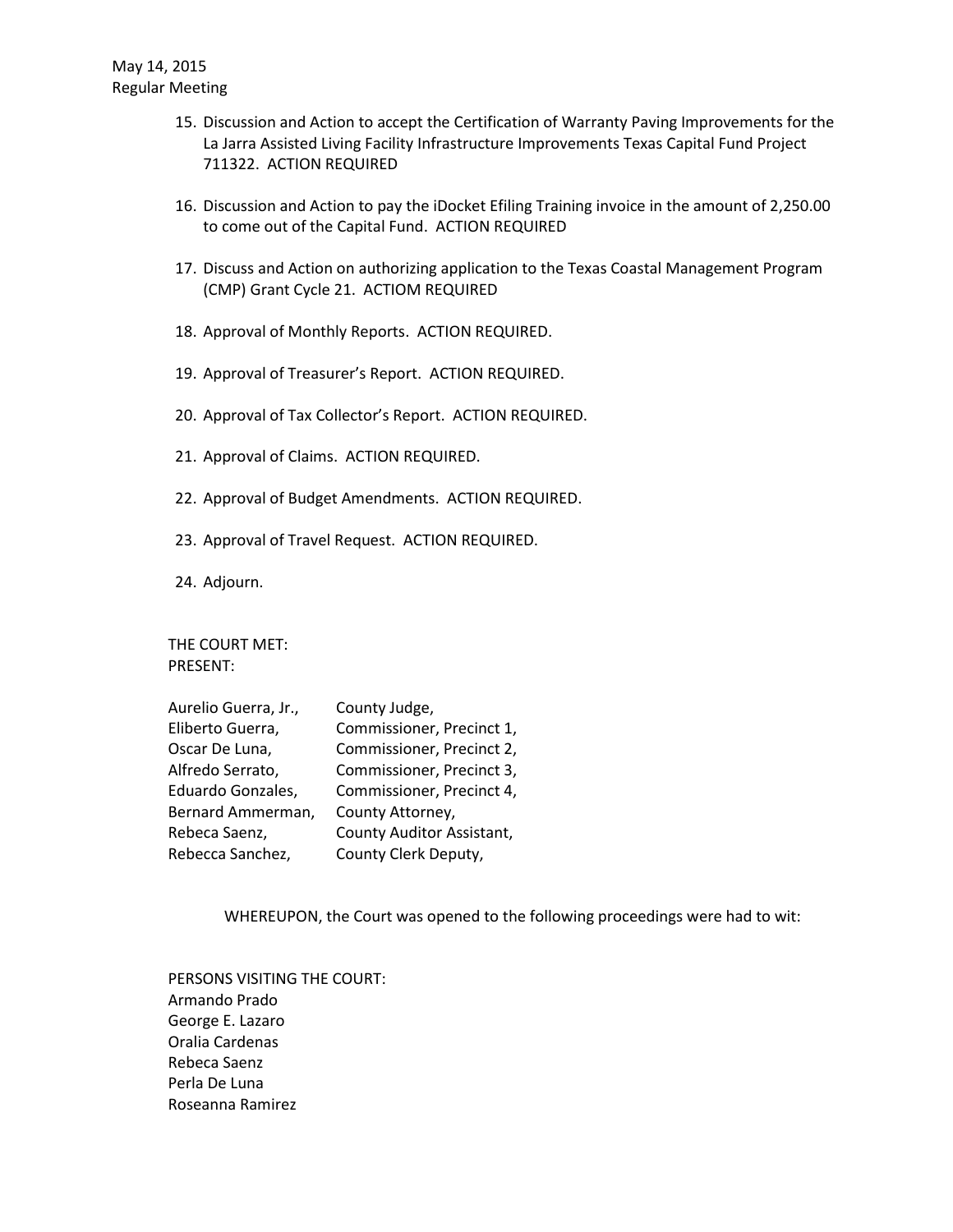15. Discussion and Action to accept the Certification of Warranty Paving Improvements for the La Jarra Assisted Living Facility Infrastructure Improvements Texas Capital Fund Project 711322. ACTION REQUIRED

16. Discussion and Action to pay the iDocket Efiling Training invoice in the amount of 2,250.00 to come out of the Capital Fund. ACTION REQUIRED

17. Discuss and Action on authorizing application to the Texas Coastal Management Program (CMP) Grant Cycle 21. ACTIOM REQUIRED

18. Approval of Monthly Reports. ACTION REQUIRED.

19. Approval of Treasurer's Report. ACTION REQUIRED.

20. Approval of Tax Collector's Report. ACTION REQUIRED.

21. Approval of Claims. ACTION REQUIRED.

22. Approval of Budget Amendments. ACTION REQUIRED.

23. Approval of Travel Request. ACTION REQUIRED.

24. Adjourn.

THE COURT MET:
PRESENT:

| | |
|---|---|
| Aurelio Guerra, Jr., | County Judge, |
| Eliberto Guerra, | Commissioner, Precinct 1, |
| Oscar De Luna, | Commissioner, Precinct 2, |
| Alfredo Serrato, | Commissioner, Precinct 3, |
| Eduardo Gonzales, | Commissioner, Precinct 4, |
| Bernard Ammerman, | County Attorney, |
| Rebeca Saenz, | County Auditor Assistant, |
| Rebecca Sanchez, | County Clerk Deputy, |

WHEREUPON, the Court was opened to the following proceedings were had to wit:

PERSONS VISITING THE COURT:
Armando Prado
George E. Lazaro
Oralia Cardenas
Rebeca Saenz
Perla De Luna
Roseanna Ramirez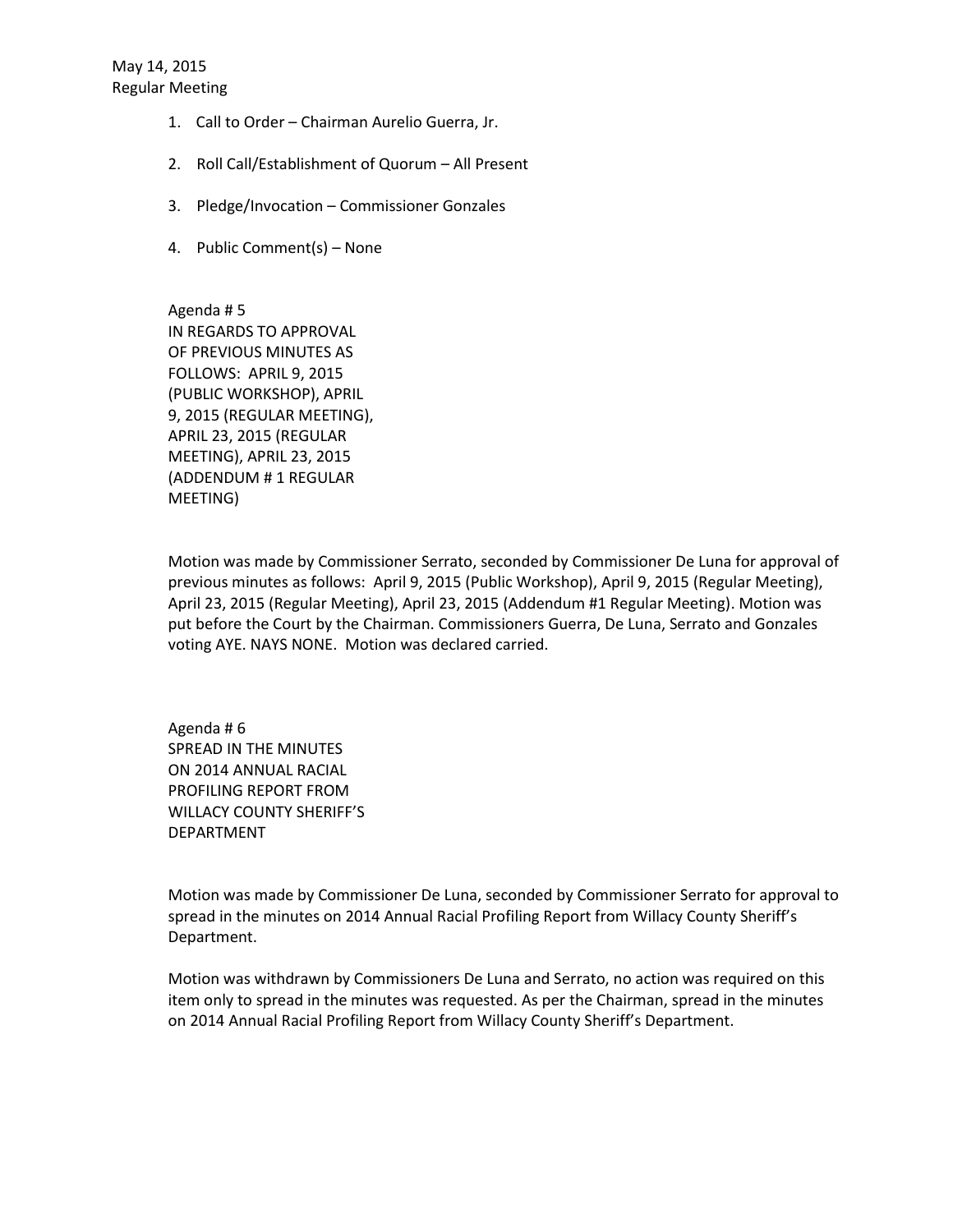May 14, 2015
Regular Meeting

1. Call to Order – Chairman Aurelio Guerra, Jr.

2. Roll Call/Establishment of Quorum – All Present

3. Pledge/Invocation – Commissioner Gonzales

4. Public Comment(s) – None

Agenda # 5
IN REGARDS TO APPROVAL OF PREVIOUS MINUTES AS FOLLOWS: APRIL 9, 2015 (PUBLIC WORKSHOP), APRIL 9, 2015 (REGULAR MEETING), APRIL 23, 2015 (REGULAR MEETING), APRIL 23, 2015 (ADDENDUM # 1 REGULAR MEETING)

Motion was made by Commissioner Serrato, seconded by Commissioner De Luna for approval of previous minutes as follows: April 9, 2015 (Public Workshop), April 9, 2015 (Regular Meeting), April 23, 2015 (Regular Meeting), April 23, 2015 (Addendum #1 Regular Meeting). Motion was put before the Court by the Chairman. Commissioners Guerra, De Luna, Serrato and Gonzales voting AYE. NAYS NONE. Motion was declared carried.

Agenda # 6
SPREAD IN THE MINUTES ON 2014 ANNUAL RACIAL PROFILING REPORT FROM WILLACY COUNTY SHERIFF'S DEPARTMENT

Motion was made by Commissioner De Luna, seconded by Commissioner Serrato for approval to spread in the minutes on 2014 Annual Racial Profiling Report from Willacy County Sheriff's Department.

Motion was withdrawn by Commissioners De Luna and Serrato, no action was required on this item only to spread in the minutes was requested. As per the Chairman, spread in the minutes on 2014 Annual Racial Profiling Report from Willacy County Sheriff's Department.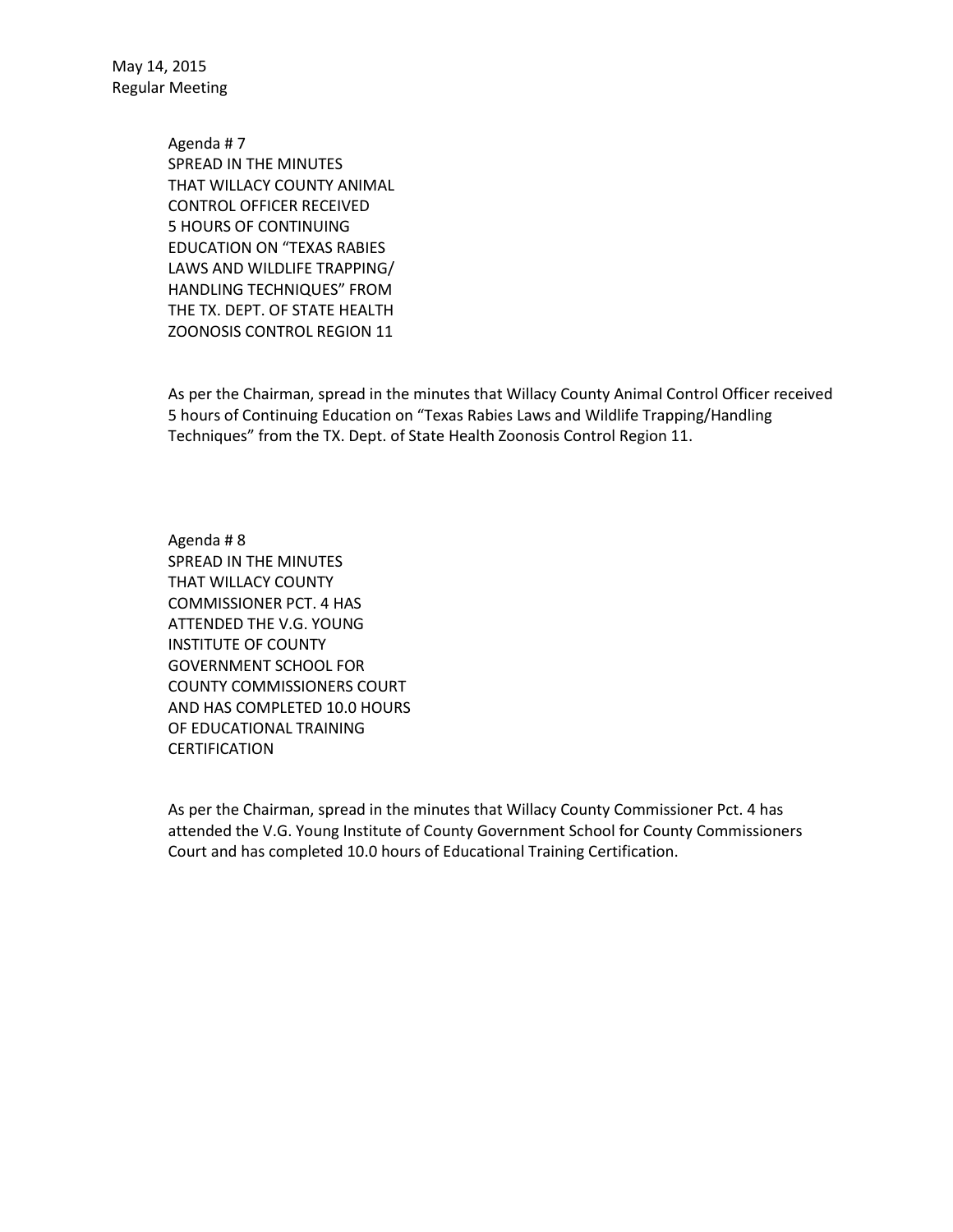May 14, 2015
Regular Meeting

Agenda # 7
SPREAD IN THE MINUTES
THAT WILLACY COUNTY ANIMAL
CONTROL OFFICER RECEIVED
5 HOURS OF CONTINUING
EDUCATION ON "TEXAS RABIES
LAWS AND WILDLIFE TRAPPING/
HANDLING TECHNIQUES" FROM
THE TX. DEPT. OF STATE HEALTH
ZOONOSIS CONTROL REGION 11

As per the Chairman, spread in the minutes that Willacy County Animal Control Officer received 5 hours of Continuing Education on "Texas Rabies Laws and Wildlife Trapping/Handling Techniques" from the TX. Dept. of State Health Zoonosis Control Region 11.

Agenda # 8
SPREAD IN THE MINUTES
THAT WILLACY COUNTY
COMMISSIONER PCT. 4 HAS
ATTENDED THE V.G. YOUNG
INSTITUTE OF COUNTY
GOVERNMENT SCHOOL FOR
COUNTY COMMISSIONERS COURT
AND HAS COMPLETED 10.0 HOURS
OF EDUCATIONAL TRAINING
CERTIFICATION

As per the Chairman, spread in the minutes that Willacy County Commissioner Pct. 4 has attended the V.G. Young Institute of County Government School for County Commissioners Court and has completed 10.0 hours of Educational Training Certification.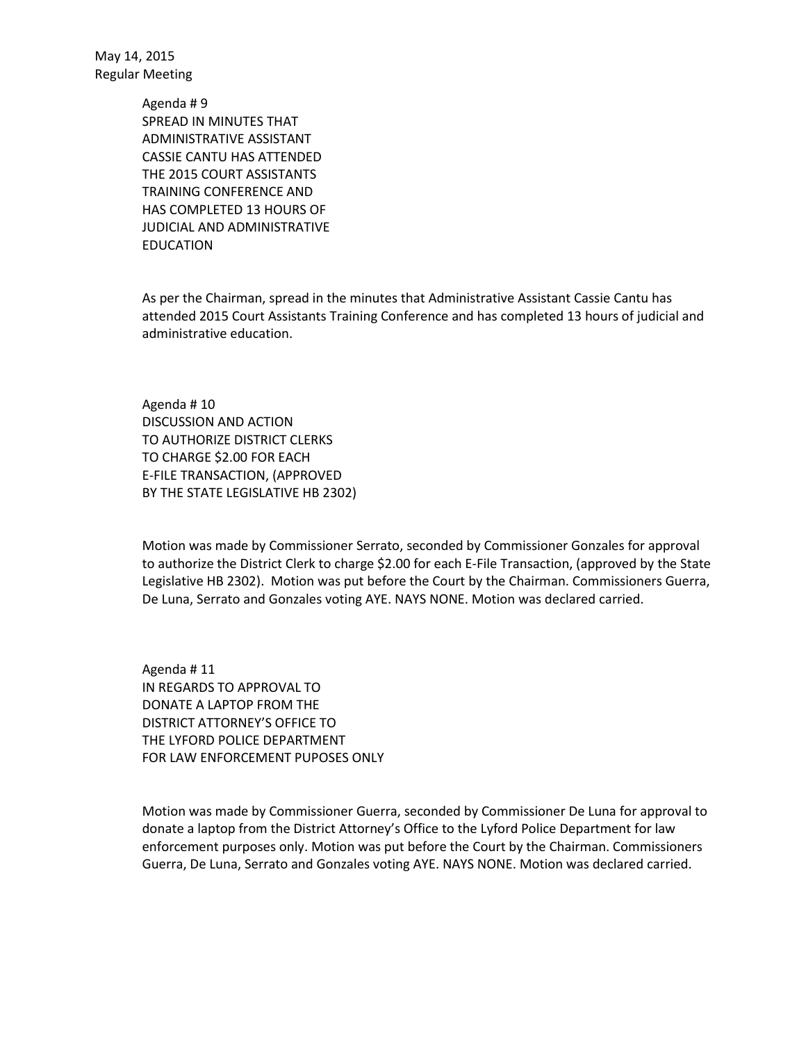May 14, 2015
Regular Meeting

Agenda # 9
SPREAD IN MINUTES THAT
ADMINISTRATIVE ASSISTANT
CASSIE CANTU HAS ATTENDED
THE 2015 COURT ASSISTANTS
TRAINING CONFERENCE AND
HAS COMPLETED 13 HOURS OF
JUDICIAL AND ADMINISTRATIVE
EDUCATION

As per the Chairman, spread in the minutes that Administrative Assistant Cassie Cantu has attended 2015 Court Assistants Training Conference and has completed 13 hours of judicial and administrative education.

Agenda # 10
DISCUSSION AND ACTION
TO AUTHORIZE DISTRICT CLERKS
TO CHARGE $2.00 FOR EACH
E-FILE TRANSACTION, (APPROVED
BY THE STATE LEGISLATIVE HB 2302)

Motion was made by Commissioner Serrato, seconded by Commissioner Gonzales for approval to authorize the District Clerk to charge $2.00 for each E-File Transaction, (approved by the State Legislative HB 2302). Motion was put before the Court by the Chairman. Commissioners Guerra, De Luna, Serrato and Gonzales voting AYE. NAYS NONE. Motion was declared carried.

Agenda # 11
IN REGARDS TO APPROVAL TO
DONATE A LAPTOP FROM THE
DISTRICT ATTORNEY'S OFFICE TO
THE LYFORD POLICE DEPARTMENT
FOR LAW ENFORCEMENT PUPOSES ONLY

Motion was made by Commissioner Guerra, seconded by Commissioner De Luna for approval to donate a laptop from the District Attorney's Office to the Lyford Police Department for law enforcement purposes only. Motion was put before the Court by the Chairman. Commissioners Guerra, De Luna, Serrato and Gonzales voting AYE. NAYS NONE. Motion was declared carried.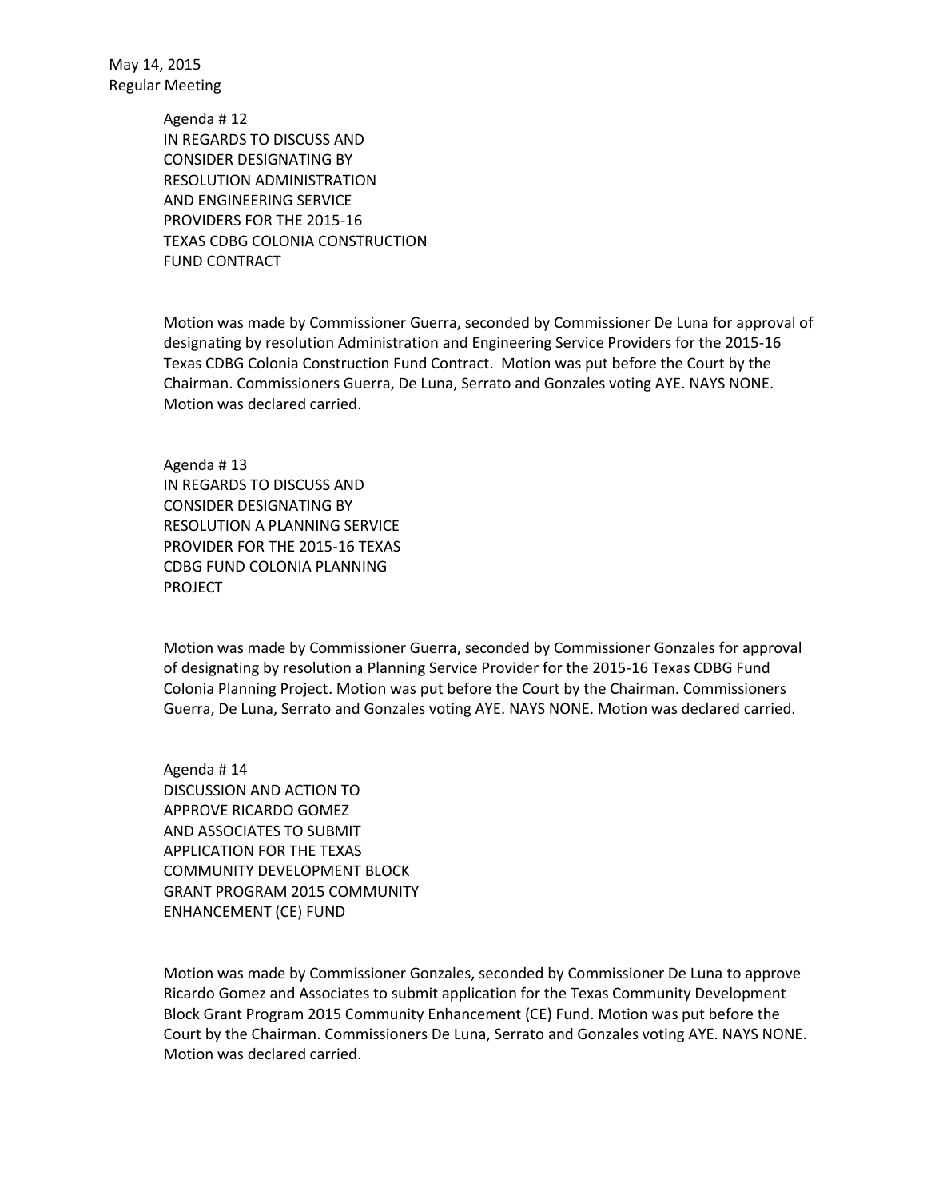Agenda # 12
IN REGARDS TO DISCUSS AND
CONSIDER DESIGNATING BY
RESOLUTION ADMINISTRATION
AND ENGINEERING SERVICE
PROVIDERS FOR THE 2015-16
TEXAS CDBG COLONIA CONSTRUCTION
FUND CONTRACT

Motion was made by Commissioner Guerra, seconded by Commissioner De Luna for approval of designating by resolution Administration and Engineering Service Providers for the 2015-16 Texas CDBG Colonia Construction Fund Contract. Motion was put before the Court by the Chairman. Commissioners Guerra, De Luna, Serrato and Gonzales voting AYE. NAYS NONE. Motion was declared carried.

Agenda # 13
IN REGARDS TO DISCUSS AND
CONSIDER DESIGNATING BY
RESOLUTION A PLANNING SERVICE
PROVIDER FOR THE 2015-16 TEXAS
CDBG FUND COLONIA PLANNING
PROJECT

Motion was made by Commissioner Guerra, seconded by Commissioner Gonzales for approval of designating by resolution a Planning Service Provider for the 2015-16 Texas CDBG Fund Colonia Planning Project. Motion was put before the Court by the Chairman. Commissioners Guerra, De Luna, Serrato and Gonzales voting AYE. NAYS NONE. Motion was declared carried.

Agenda # 14
DISCUSSION AND ACTION TO
APPROVE RICARDO GOMEZ
AND ASSOCIATES TO SUBMIT
APPLICATION FOR THE TEXAS
COMMUNITY DEVELOPMENT BLOCK
GRANT PROGRAM 2015 COMMUNITY
ENHANCEMENT (CE) FUND

Motion was made by Commissioner Gonzales, seconded by Commissioner De Luna to approve Ricardo Gomez and Associates to submit application for the Texas Community Development Block Grant Program 2015 Community Enhancement (CE) Fund. Motion was put before the Court by the Chairman. Commissioners De Luna, Serrato and Gonzales voting AYE. NAYS NONE. Motion was declared carried.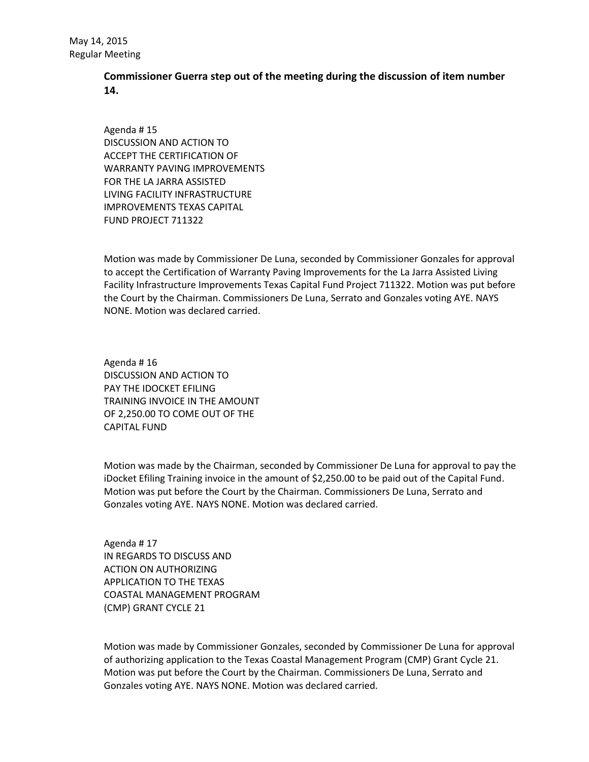**Commissioner Guerra step out of the meeting during the discussion of item number 14.**

Agenda # 15
DISCUSSION AND ACTION TO
ACCEPT THE CERTIFICATION OF
WARRANTY PAVING IMPROVEMENTS
FOR THE LA JARRA ASSISTED
LIVING FACILITY INFRASTRUCTURE
IMPROVEMENTS TEXAS CAPITAL
FUND PROJECT 711322

Motion was made by Commissioner De Luna, seconded by Commissioner Gonzales for approval to accept the Certification of Warranty Paving Improvements for the La Jarra Assisted Living Facility Infrastructure Improvements Texas Capital Fund Project 711322. Motion was put before the Court by the Chairman. Commissioners De Luna, Serrato and Gonzales voting AYE. NAYS NONE. Motion was declared carried.

Agenda # 16
DISCUSSION AND ACTION TO
PAY THE IDOCKET EFILING
TRAINING INVOICE IN THE AMOUNT
OF 2,250.00 TO COME OUT OF THE
CAPITAL FUND

Motion was made by the Chairman, seconded by Commissioner De Luna for approval to pay the iDocket Efiling Training invoice in the amount of $2,250.00 to be paid out of the Capital Fund. Motion was put before the Court by the Chairman. Commissioners De Luna, Serrato and Gonzales voting AYE. NAYS NONE. Motion was declared carried.

Agenda # 17
IN REGARDS TO DISCUSS AND
ACTION ON AUTHORIZING
APPLICATION TO THE TEXAS
COASTAL MANAGEMENT PROGRAM
(CMP) GRANT CYCLE 21

Motion was made by Commissioner Gonzales, seconded by Commissioner De Luna for approval of authorizing application to the Texas Coastal Management Program (CMP) Grant Cycle 21. Motion was put before the Court by the Chairman. Commissioners De Luna, Serrato and Gonzales voting AYE. NAYS NONE. Motion was declared carried.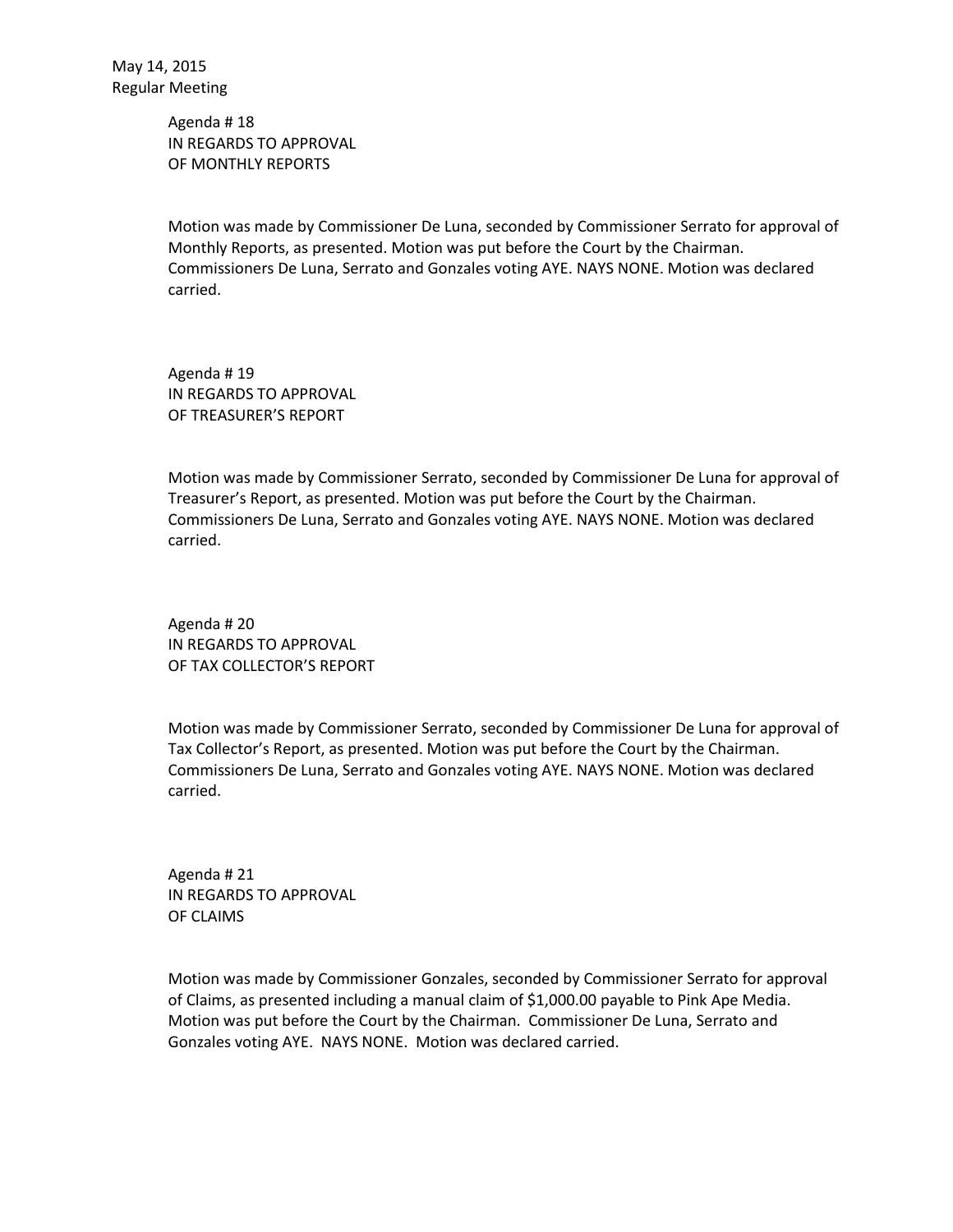May 14, 2015
Regular Meeting

Agenda # 18
IN REGARDS TO APPROVAL
OF MONTHLY REPORTS

Motion was made by Commissioner De Luna, seconded by Commissioner Serrato for approval of Monthly Reports, as presented. Motion was put before the Court by the Chairman. Commissioners De Luna, Serrato and Gonzales voting AYE. NAYS NONE. Motion was declared carried.

Agenda # 19
IN REGARDS TO APPROVAL
OF TREASURER'S REPORT

Motion was made by Commissioner Serrato, seconded by Commissioner De Luna for approval of Treasurer's Report, as presented. Motion was put before the Court by the Chairman. Commissioners De Luna, Serrato and Gonzales voting AYE. NAYS NONE. Motion was declared carried.

Agenda # 20
IN REGARDS TO APPROVAL
OF TAX COLLECTOR'S REPORT

Motion was made by Commissioner Serrato, seconded by Commissioner De Luna for approval of Tax Collector's Report, as presented. Motion was put before the Court by the Chairman. Commissioners De Luna, Serrato and Gonzales voting AYE. NAYS NONE. Motion was declared carried.

Agenda # 21
IN REGARDS TO APPROVAL
OF CLAIMS

Motion was made by Commissioner Gonzales, seconded by Commissioner Serrato for approval of Claims, as presented including a manual claim of $1,000.00 payable to Pink Ape Media. Motion was put before the Court by the Chairman. Commissioner De Luna, Serrato and Gonzales voting AYE. NAYS NONE. Motion was declared carried.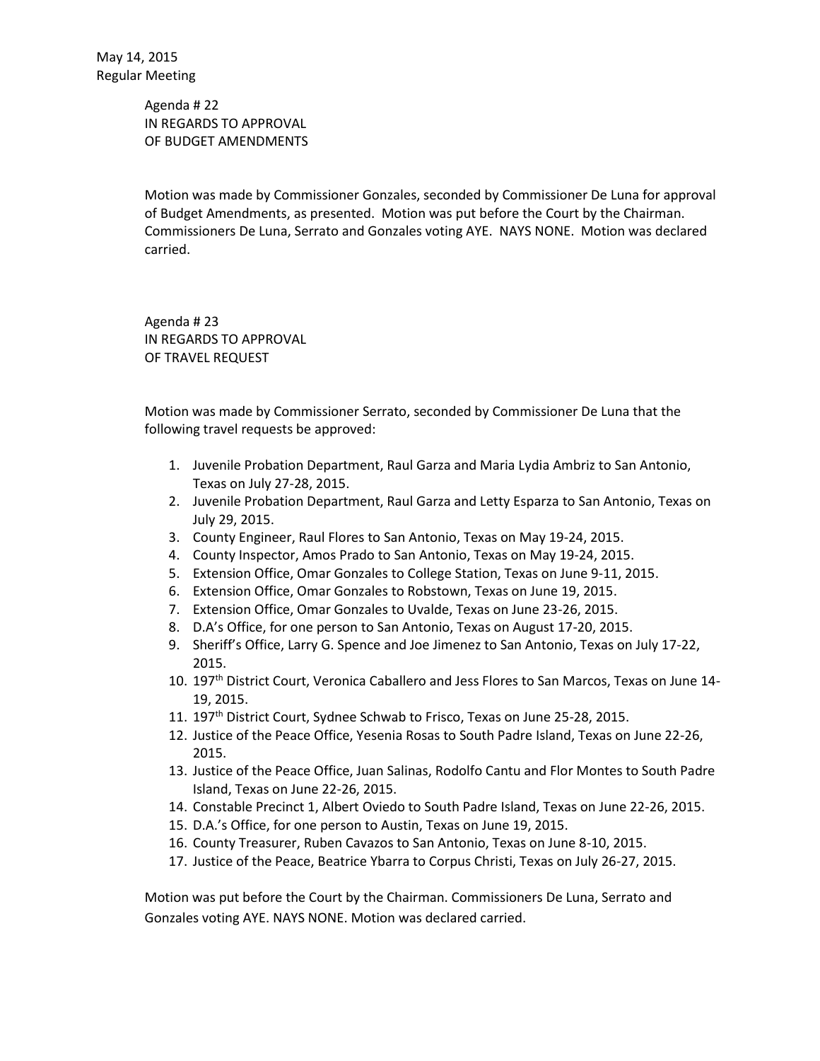May 14, 2015
Regular Meeting

Agenda # 22
IN REGARDS TO APPROVAL
OF BUDGET AMENDMENTS

Motion was made by Commissioner Gonzales, seconded by Commissioner De Luna for approval of Budget Amendments, as presented. Motion was put before the Court by the Chairman. Commissioners De Luna, Serrato and Gonzales voting AYE. NAYS NONE. Motion was declared carried.

Agenda # 23
IN REGARDS TO APPROVAL
OF TRAVEL REQUEST

Motion was made by Commissioner Serrato, seconded by Commissioner De Luna that the following travel requests be approved:

1. Juvenile Probation Department, Raul Garza and Maria Lydia Ambriz to San Antonio, Texas on July 27-28, 2015.
2. Juvenile Probation Department, Raul Garza and Letty Esparza to San Antonio, Texas on July 29, 2015.
3. County Engineer, Raul Flores to San Antonio, Texas on May 19-24, 2015.
4. County Inspector, Amos Prado to San Antonio, Texas on May 19-24, 2015.
5. Extension Office, Omar Gonzales to College Station, Texas on June 9-11, 2015.
6. Extension Office, Omar Gonzales to Robstown, Texas on June 19, 2015.
7. Extension Office, Omar Gonzales to Uvalde, Texas on June 23-26, 2015.
8. D.A's Office, for one person to San Antonio, Texas on August 17-20, 2015.
9. Sheriff's Office, Larry G. Spence and Joe Jimenez to San Antonio, Texas on July 17-22, 2015.
10. 197th District Court, Veronica Caballero and Jess Flores to San Marcos, Texas on June 14-19, 2015.
11. 197th District Court, Sydnee Schwab to Frisco, Texas on June 25-28, 2015.
12. Justice of the Peace Office, Yesenia Rosas to South Padre Island, Texas on June 22-26, 2015.
13. Justice of the Peace Office, Juan Salinas, Rodolfo Cantu and Flor Montes to South Padre Island, Texas on June 22-26, 2015.
14. Constable Precinct 1, Albert Oviedo to South Padre Island, Texas on June 22-26, 2015.
15. D.A.'s Office, for one person to Austin, Texas on June 19, 2015.
16. County Treasurer, Ruben Cavazos to San Antonio, Texas on June 8-10, 2015.
17. Justice of the Peace, Beatrice Ybarra to Corpus Christi, Texas on July 26-27, 2015.

Motion was put before the Court by the Chairman. Commissioners De Luna, Serrato and Gonzales voting AYE. NAYS NONE. Motion was declared carried.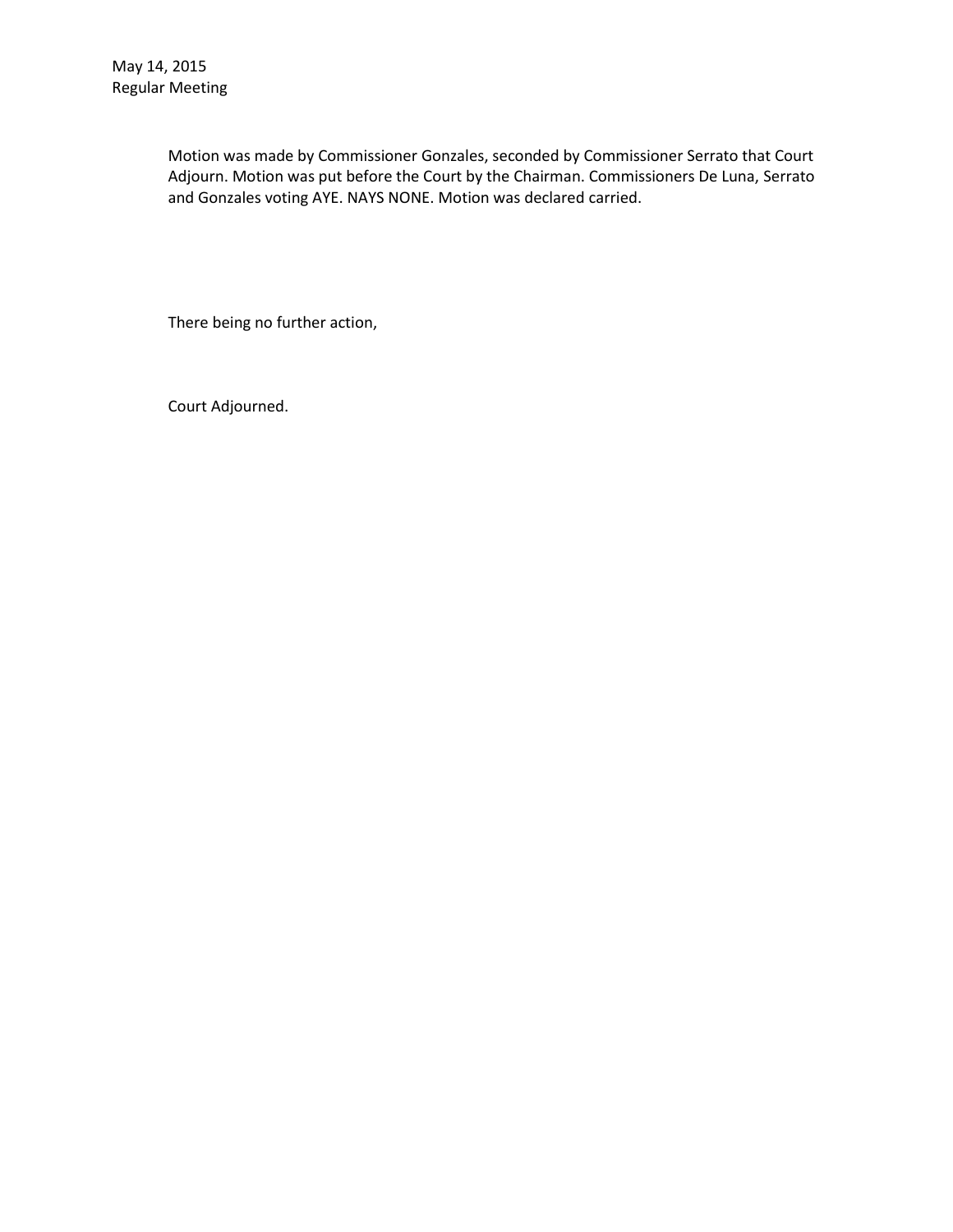Motion was made by Commissioner Gonzales, seconded by Commissioner Serrato that Court Adjourn. Motion was put before the Court by the Chairman. Commissioners De Luna, Serrato and Gonzales voting AYE. NAYS NONE. Motion was declared carried.

There being no further action,

Court Adjourned.